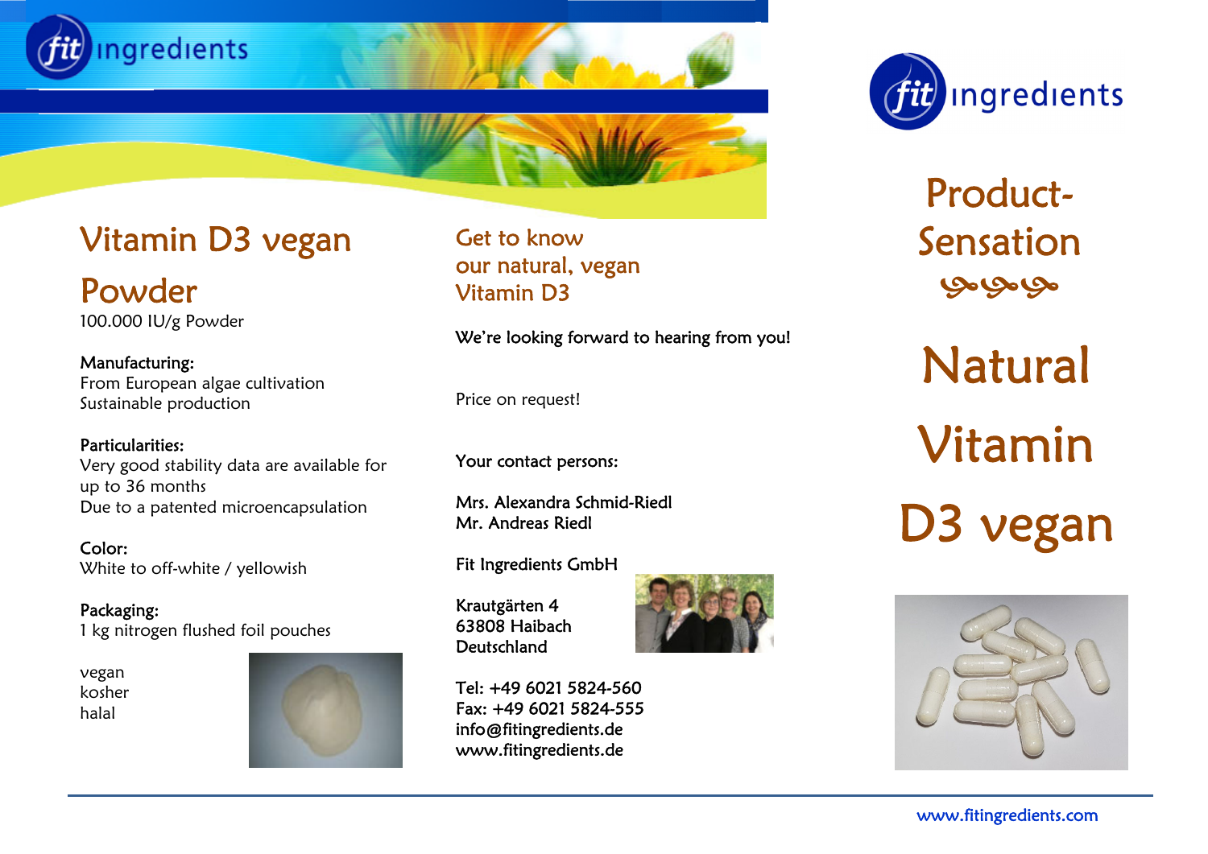fit ingredients

# Vitamin D3 vegan Powder

100.000 IU/g Powder

**Manufacturing:**
From European algae cultivation
Sustainable production

**Particularities:**
Very good stability data are available for up to 36 months
Due to a patented microencapsulation

**Color:**
White to off-white / yellowish

**Packaging:**
1 kg nitrogen flushed foil pouches

vegan
kosher
halal

## Get to know our natural, vegan Vitamin D3

We're looking forward to hearing from you!

Price on request!

Your contact persons:

Mrs. Alexandra Schmid-Riedl
Mr. Andreas Riedl

Fit Ingredients GmbH

Krautgärten 4
63808 Haibach
Deutschland

Tel: +49 6021 5824-560
Fax: +49 6021 5824-555
info@fitingredients.de
www.fitingredients.de

fit ingredients

## Product-Sensation

# Natural Vitamin D3 vegan

www.fitingredients.com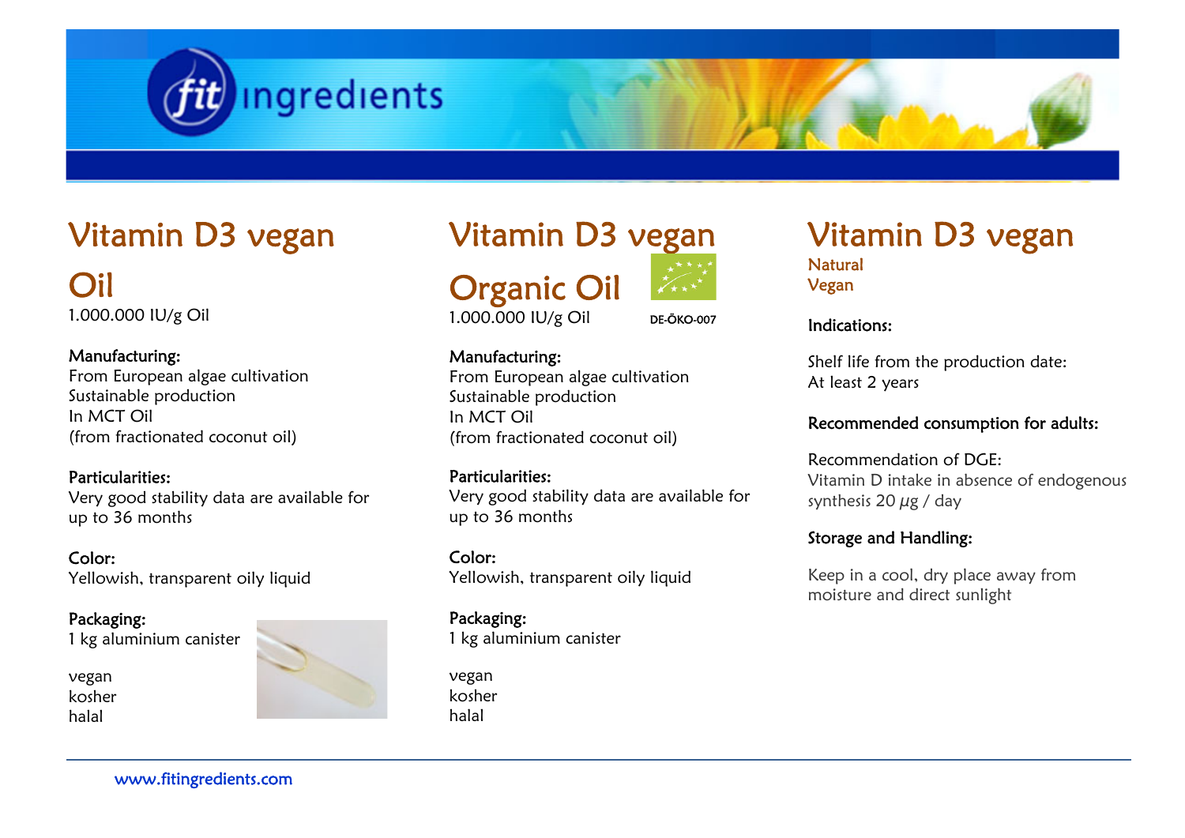# Vitamin D3 vegan Oil

1.000.000 IU/g Oil

**Manufacturing:**
From European algae cultivation
Sustainable production
In MCT Oil
(from fractionated coconut oil)

**Particularities:**
Very good stability data are available for up to 36 months

**Color:**
Yellowish, transparent oily liquid

**Packaging:**
1 kg aluminium canister

vegan
kosher
halal

# Vitamin D3 vegan Organic Oil

1.000.000 IU/g Oil

DE-ÖKO-007

**Manufacturing:**
From European algae cultivation
Sustainable production
In MCT Oil
(from fractionated coconut oil)

**Particularities:**
Very good stability data are available for up to 36 months

**Color:**
Yellowish, transparent oily liquid

**Packaging:**
1 kg aluminium canister

vegan
kosher
halal

# Vitamin D3 vegan

Natural
Vegan

**Indications:**

Shelf life from the production date:
At least 2 years

**Recommended consumption for adults:**

Recommendation of DGE:
Vitamin D intake in absence of endogenous synthesis 20 µg / day

**Storage and Handling:**

Keep in a cool, dry place away from moisture and direct sunlight

www.fitingredients.com